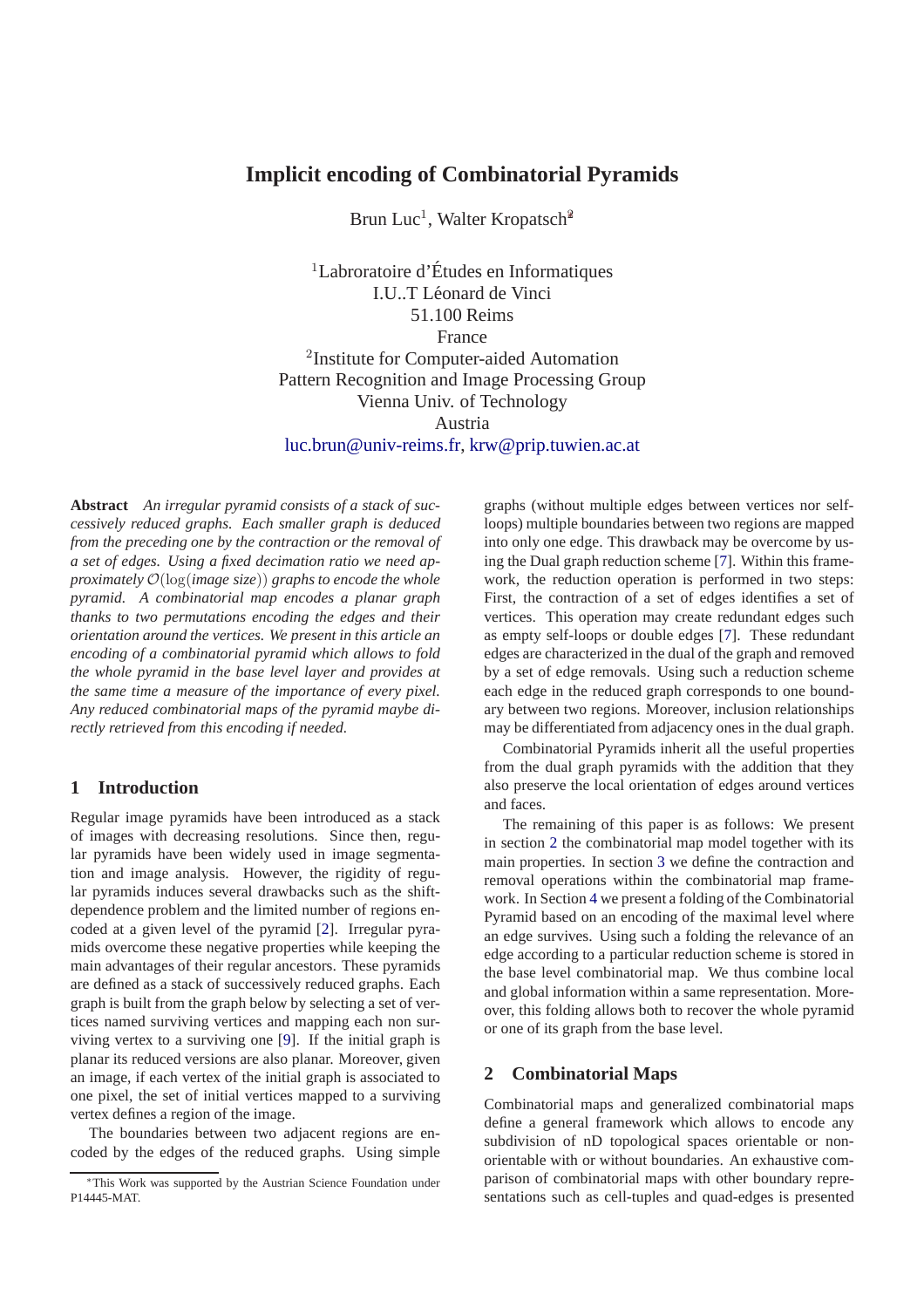# Implicit encoding of Combinatorial Pyramids

Brun Luc[1], Walter Kropatsch[2]

[1]Labroratoire d'Études en Informatiques
I.U..T Léonard de Vinci
51.100 Reims
France
[2]Institute for Computer-aided Automation
Pattern Recognition and Image Processing Group
Vienna Univ. of Technology
Austria
luc.brun@univ-reims.fr, krw@prip.tuwien.ac.at

**Abstract** *An irregular pyramid consists of a stack of successively reduced graphs. Each smaller graph is deduced from the preceding one by the contraction or the removal of a set of edges. Using a fixed decimation ratio we need approximately $\mathcal{O}(\log(image\ size))$ graphs to encode the whole pyramid. A combinatorial map encodes a planar graph thanks to two permutations encoding the edges and their orientation around the vertices. We present in this article an encoding of a combinatorial pyramid which allows to fold the whole pyramid in the base level layer and provides at the same time a measure of the importance of every pixel. Any reduced combinatorial maps of the pyramid maybe directly retrieved from this encoding if needed.*

## 1 Introduction

Regular image pyramids have been introduced as a stack of images with decreasing resolutions. Since then, regular pyramids have been widely used in image segmentation and image analysis. However, the rigidity of regular pyramids induces several drawbacks such as the shift-dependence problem and the limited number of regions encoded at a given level of the pyramid [2]. Irregular pyramids overcome these negative properties while keeping the main advantages of their regular ancestors. These pyramids are defined as a stack of successively reduced graphs. Each graph is built from the graph below by selecting a set of vertices named surviving vertices and mapping each non surviving vertex to a surviving one [9]. If the initial graph is planar its reduced versions are also planar. Moreover, given an image, if each vertex of the initial graph is associated to one pixel, the set of initial vertices mapped to a surviving vertex defines a region of the image.

The boundaries between two adjacent regions are encoded by the edges of the reduced graphs. Using simple graphs (without multiple edges between vertices nor self-loops) multiple boundaries between two regions are mapped into only one edge. This drawback may be overcome by using the Dual graph reduction scheme [7]. Within this framework, the reduction operation is performed in two steps: First, the contraction of a set of edges identifies a set of vertices. This operation may create redundant edges such as empty self-loops or double edges [7]. These redundant edges are characterized in the dual of the graph and removed by a set of edge removals. Using such a reduction scheme each edge in the reduced graph corresponds to one boundary between two regions. Moreover, inclusion relationships may be differentiated from adjacency ones in the dual graph.

Combinatorial Pyramids inherit all the useful properties from the dual graph pyramids with the addition that they also preserve the local orientation of edges around vertices and faces.

The remaining of this paper is as follows: We present in section 2 the combinatorial map model together with its main properties. In section 3 we define the contraction and removal operations within the combinatorial map framework. In Section 4 we present a folding of the Combinatorial Pyramid based on an encoding of the maximal level where an edge survives. Using such a folding the relevance of an edge according to a particular reduction scheme is stored in the base level combinatorial map. We thus combine local and global information within a same representation. Moreover, this folding allows both to recover the whole pyramid or one of its graph from the base level.

## 2 Combinatorial Maps

Combinatorial maps and generalized combinatorial maps define a general framework which allows to encode any subdivision of nD topological spaces orientable or non-orientable with or without boundaries. An exhaustive comparison of combinatorial maps with other boundary representations such as cell-tuples and quad-edges is presented

*This Work was supported by the Austrian Science Foundation under P14445-MAT.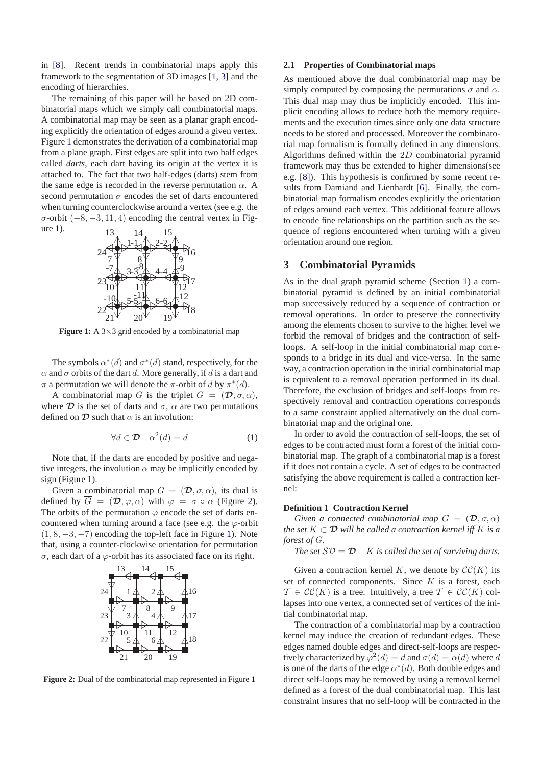in [8]. Recent trends in combinatorial maps apply this framework to the segmentation of 3D images [1, 3] and the encoding of hierarchies.

The remaining of this paper will be based on 2D combinatorial maps which we simply call combinatorial maps. A combinatorial map may be seen as a planar graph encoding explicitly the orientation of edges around a given vertex. Figure 1 demonstrates the derivation of a combinatorial map from a plane graph. First edges are split into two half edges called *darts*, each dart having its origin at the vertex it is attached to. The fact that two half-edges (darts) stem from the same edge is recorded in the reverse permutation $\alpha$. A second permutation $\sigma$ encodes the set of darts encountered when turning counterclockwise around a vertex (see e.g. the $\sigma$-orbit $(-8, -3, 11, 4)$ encoding the central vertex in Figure 1).

**Figure 1:** A 3×3 grid encoded by a combinatorial map

The symbols $\alpha^*(d)$ and $\sigma^*(d)$ stand, respectively, for the $\alpha$ and $\sigma$ orbits of the dart $d$. More generally, if $d$ is a dart and $\pi$ a permutation we will denote the $\pi$-orbit of $d$ by $\pi^*(d)$.

A combinatorial map $G$ is the triplet $G = (\mathcal{D}, \sigma, \alpha)$, where $\mathcal{D}$ is the set of darts and $\sigma$, $\alpha$ are two permutations defined on $\mathcal{D}$ such that $\alpha$ is an involution:

$$\forall d \in \mathcal{D} \quad \alpha^2(d) = d \tag{1}$$

Note that, if the darts are encoded by positive and negative integers, the involution $\alpha$ may be implicitly encoded by sign (Figure 1).

Given a combinatorial map $G = (\mathcal{D}, \sigma, \alpha)$, its dual is defined by $\overline{G} = (\mathcal{D}, \varphi, \alpha)$ with $\varphi = \sigma \circ \alpha$ (Figure 2). The orbits of the permutation $\varphi$ encode the set of darts encountered when turning around a face (see e.g. the $\varphi$-orbit $(1, 8, -3, -7)$ encoding the top-left face in Figure 1). Note that, using a counter-clockwise orientation for permutation $\sigma$, each dart of a $\varphi$-orbit has its associated face on its right.

**Figure 2:** Dual of the combinatorial map represented in Figure 1

### 2.1 Properties of Combinatorial maps

As mentioned above the dual combinatorial map may be simply computed by composing the permutations $\sigma$ and $\alpha$. This dual map may thus be implicitly encoded. This implicit encoding allows to reduce both the memory requirements and the execution times since only one data structure needs to be stored and processed. Moreover the combinatorial map formalism is formally defined in any dimensions. Algorithms defined within the $2D$ combinatorial pyramid framework may thus be extended to higher dimensions(see e.g. [8]). This hypothesis is confirmed by some recent results from Damiand and Lienhardt [6]. Finally, the combinatorial map formalism encodes explicitly the orientation of edges around each vertex. This additional feature allows to encode fine relationships on the partition such as the sequence of regions encountered when turning with a given orientation around one region.

## 3 Combinatorial Pyramids

As in the dual graph pyramid scheme (Section 1) a combinatorial pyramid is defined by an initial combinatorial map successively reduced by a sequence of contraction or removal operations. In order to preserve the connectivity among the elements chosen to survive to the higher level we forbid the removal of bridges and the contraction of self-loops. A self-loop in the initial combinatorial map corresponds to a bridge in its dual and vice-versa. In the same way, a contraction operation in the initial combinatorial map is equivalent to a removal operation performed in its dual. Therefore, the exclusion of bridges and self-loops from respectively removal and contraction operations corresponds to a same constraint applied alternatively on the dual combinatorial map and the original one.

In order to avoid the contraction of self-loops, the set of edges to be contracted must form a forest of the initial combinatorial map. The graph of a combinatorial map is a forest if it does not contain a cycle. A set of edges to be contracted satisfying the above requirement is called a contraction kernel:

**Definition 1 Contraction Kernel**

*Given a connected combinatorial map $G = (\mathcal{D}, \sigma, \alpha)$ the set $K \subset \mathcal{D}$ will be called a contraction kernel iff $K$ is a forest of $G$.*

*The set $\mathcal{SD} = \mathcal{D} - K$ is called the set of surviving darts.*

Given a contraction kernel $K$, we denote by $\mathcal{CC}(K)$ its set of connected components. Since $K$ is a forest, each $\mathcal{T} \in \mathcal{CC}(K)$ is a tree. Intuitively, a tree $\mathcal{T} \in \mathcal{CC}(K)$ collapses into one vertex, a connected set of vertices of the initial combinatorial map.

The contraction of a combinatorial map by a contraction kernel may induce the creation of redundant edges. These edges named double edges and direct-self-loops are respectively characterized by $\varphi^2(d) = d$ and $\sigma(d) = \alpha(d)$ where $d$ is one of the darts of the edge $\alpha^*(d)$. Both double edges and direct self-loops may be removed by using a removal kernel defined as a forest of the dual combinatorial map. This last constraint insures that no self-loop will be contracted in the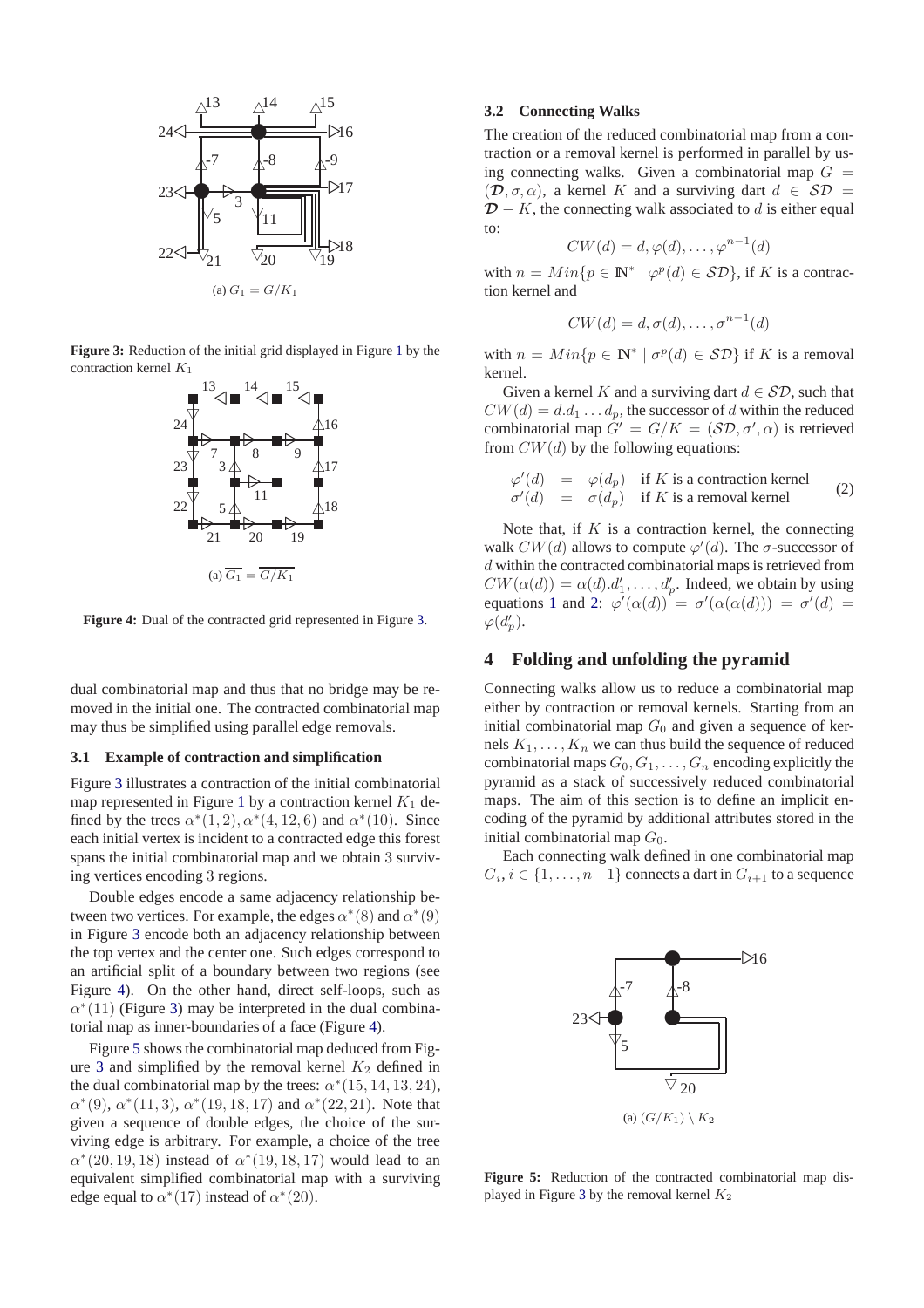(a) $G_1 = G/K_1$

**Figure 3:** Reduction of the initial grid displayed in Figure 1 by the contraction kernel $K_1$

(a) $\overline{G_1} = \overline{G/K_1}$

**Figure 4:** Dual of the contracted grid represented in Figure 3.

dual combinatorial map and thus that no bridge may be removed in the initial one. The contracted combinatorial map may thus be simplified using parallel edge removals.

### 3.1 Example of contraction and simplification

Figure 3 illustrates a contraction of the initial combinatorial map represented in Figure 1 by a contraction kernel $K_1$ defined by the trees $\alpha^*(1,2), \alpha^*(4,12,6)$ and $\alpha^*(10)$. Since each initial vertex is incident to a contracted edge this forest spans the initial combinatorial map and we obtain 3 surviving vertices encoding 3 regions.

Double edges encode a same adjacency relationship between two vertices. For example, the edges $\alpha^*(8)$ and $\alpha^*(9)$ in Figure 3 encode both an adjacency relationship between the top vertex and the center one. Such edges correspond to an artificial split of a boundary between two regions (see Figure 4). On the other hand, direct self-loops, such as $\alpha^*(11)$ (Figure 3) may be interpreted in the dual combinatorial map as inner-boundaries of a face (Figure 4).

Figure 5 shows the combinatorial map deduced from Figure 3 and simplified by the removal kernel $K_2$ defined in the dual combinatorial map by the trees: $\alpha^*(15, 14, 13, 24)$, $\alpha^*(9)$, $\alpha^*(11, 3)$, $\alpha^*(19, 18, 17)$ and $\alpha^*(22, 21)$. Note that given a sequence of double edges, the choice of the surviving edge is arbitrary. For example, a choice of the tree $\alpha^*(20, 19, 18)$ instead of $\alpha^*(19, 18, 17)$ would lead to an equivalent simplified combinatorial map with a surviving edge equal to $\alpha^*(17)$ instead of $\alpha^*(20)$.

### 3.2 Connecting Walks

The creation of the reduced combinatorial map from a contraction or a removal kernel is performed in parallel by using connecting walks. Given a combinatorial map $G = (\mathcal{D}, \sigma, \alpha)$, a kernel $K$ and a surviving dart $d \in \mathcal{SD} = \mathcal{D} - K$, the connecting walk associated to $d$ is either equal to:

$$CW(d) = d, \varphi(d), \ldots, \varphi^{n-1}(d)$$

with $n = Min\{p \in \mathbb{N}^* \mid \varphi^p(d) \in \mathcal{SD}\}$, if $K$ is a contraction kernel and

$$CW(d) = d, \sigma(d), \ldots, \sigma^{n-1}(d)$$

with $n = Min\{p \in \mathbb{N}^* \mid \sigma^p(d) \in \mathcal{SD}\}$ if $K$ is a removal kernel.

Given a kernel $K$ and a surviving dart $d \in \mathcal{SD}$, such that $CW(d) = d.d_1 \ldots d_p$, the successor of $d$ within the reduced combinatorial map $G' = G/K = (\mathcal{SD}, \sigma', \alpha)$ is retrieved from $CW(d)$ by the following equations:

$$\begin{array}{lcll} \varphi'(d) & = & \varphi(d_p) & \text{if } K \text{ is a contraction kernel} \\ \sigma'(d) & = & \sigma(d_p) & \text{if } K \text{ is a removal kernel} \end{array} \quad (2)$$

Note that, if $K$ is a contraction kernel, the connecting walk $CW(d)$ allows to compute $\varphi'(d)$. The $\sigma$-successor of $d$ within the contracted combinatorial maps is retrieved from $CW(\alpha(d)) = \alpha(d).d'_1, \ldots, d'_p$. Indeed, we obtain by using equations 1 and 2: $\varphi'(\alpha(d)) = \sigma'(\alpha(\alpha(d))) = \sigma'(d) = \varphi(d'_p)$.

## 4 Folding and unfolding the pyramid

Connecting walks allow us to reduce a combinatorial map either by contraction or removal kernels. Starting from an initial combinatorial map $G_0$ and given a sequence of kernels $K_1, \ldots, K_n$ we can thus build the sequence of reduced combinatorial maps $G_0, G_1, \ldots, G_n$ encoding explicitly the pyramid as a stack of successively reduced combinatorial maps. The aim of this section is to define an implicit encoding of the pyramid by additional attributes stored in the initial combinatorial map $G_0$.

Each connecting walk defined in one combinatorial map $G_i, i \in \{1, \ldots, n-1\}$ connects a dart in $G_{i+1}$ to a sequence

(a) $(G/K_1) \setminus K_2$

**Figure 5:** Reduction of the contracted combinatorial map displayed in Figure 3 by the removal kernel $K_2$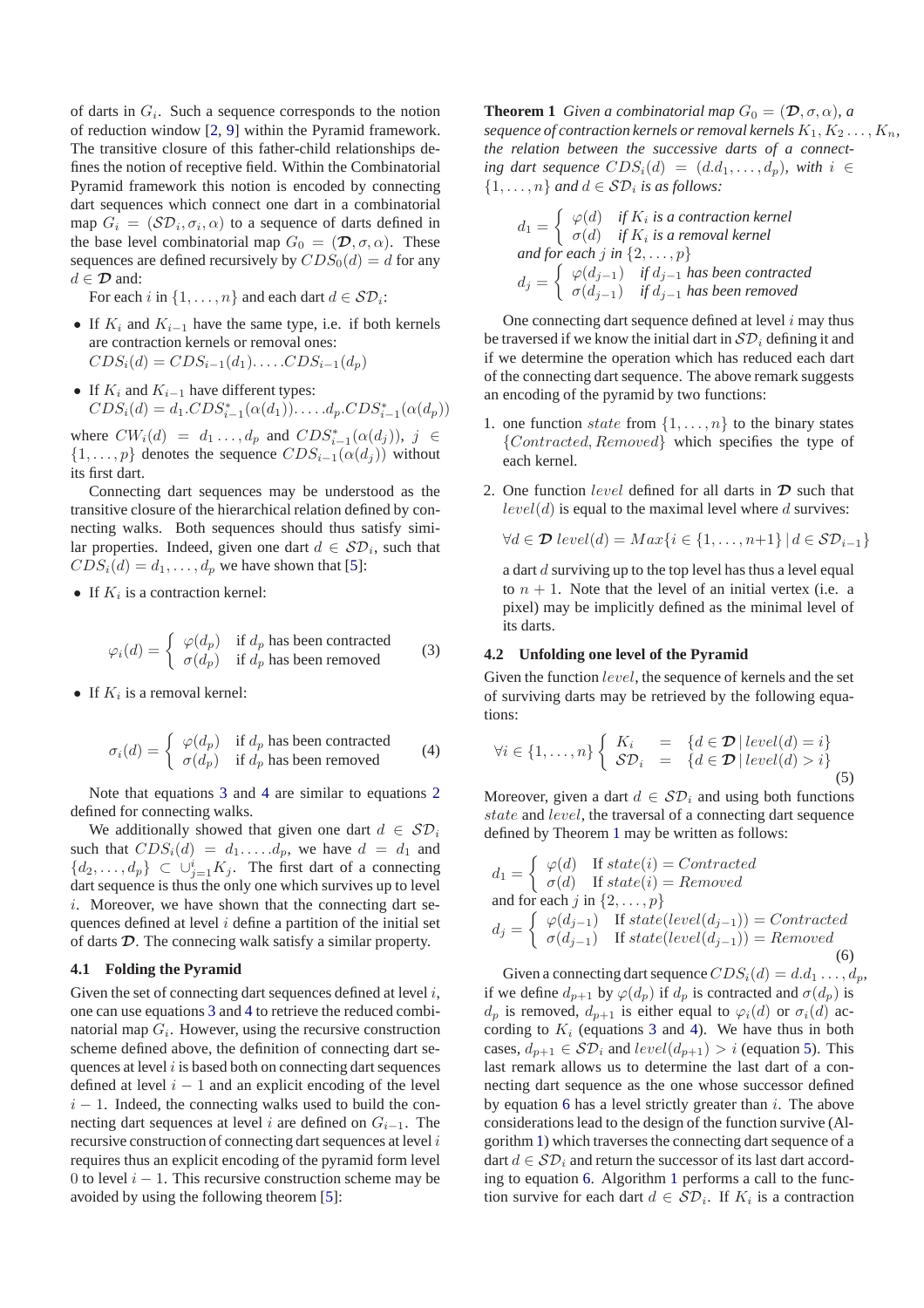of darts in $G_i$. Such a sequence corresponds to the notion of reduction window [2, 9] within the Pyramid framework. The transitive closure of this father-child relationships defines the notion of receptive field. Within the Combinatorial Pyramid framework this notion is encoded by connecting dart sequences which connect one dart in a combinatorial map $G_i = (\mathcal{SD}_i, \sigma_i, \alpha)$ to a sequence of darts defined in the base level combinatorial map $G_0 = (\mathcal{D}, \sigma, \alpha)$. These sequences are defined recursively by $CDS_0(d) = d$ for any $d \in \mathcal{D}$ and:

For each $i$ in $\{1, \ldots, n\}$ and each dart $d \in \mathcal{SD}_i$:

- If $K_i$ and $K_{i-1}$ have the same type, i.e. if both kernels are contraction kernels or removal ones: $CDS_i(d) = CDS_{i-1}(d_1). \ldots .CDS_{i-1}(d_p)$
- If $K_i$ and $K_{i-1}$ have different types: $CDS_i(d) = d_1.CDS^*_{i-1}(\alpha(d_1)). \ldots .d_p.CDS^*_{i-1}(\alpha(d_p))$

where $CW_i(d) = d_1 \ldots, d_p$ and $CDS^*_{i-1}(\alpha(d_j))$, $j \in \{1, \ldots, p\}$ denotes the sequence $CDS_{i-1}(\alpha(d_j))$ without its first dart.

Connecting dart sequences may be understood as the transitive closure of the hierarchical relation defined by connecting walks. Both sequences should thus satisfy similar properties. Indeed, given one dart $d \in \mathcal{SD}_i$, such that $CDS_i(d) = d_1, \ldots, d_p$ we have shown that [5]:

- If $K_i$ is a contraction kernel:

$$\varphi_i(d) = \begin{cases} \varphi(d_p) & \text{if } d_p \text{ has been contracted} \\ \sigma(d_p) & \text{if } d_p \text{ has been removed} \end{cases} \quad (3)$$

- If $K_i$ is a removal kernel:

$$\sigma_i(d) = \begin{cases} \varphi(d_p) & \text{if } d_p \text{ has been contracted} \\ \sigma(d_p) & \text{if } d_p \text{ has been removed} \end{cases} \quad (4)$$

Note that equations 3 and 4 are similar to equations 2 defined for connecting walks.

We additionally showed that given one dart $d \in \mathcal{SD}_i$ such that $CDS_i(d) = d_1. \ldots .d_p$, we have $d = d_1$ and $\{d_2, \ldots, d_p\} \subset \cup_{j=1}^{i} K_j$. The first dart of a connecting dart sequence is thus the only one which survives up to level $i$. Moreover, we have shown that the connecting dart sequences defined at level $i$ define a partition of the initial set of darts $\mathcal{D}$. The connecing walk satisfy a similar property.

### 4.1 Folding the Pyramid

Given the set of connecting dart sequences defined at level $i$, one can use equations 3 and 4 to retrieve the reduced combinatorial map $G_i$. However, using the recursive construction scheme defined above, the definition of connecting dart sequences at level $i$ is based both on connecting dart sequences defined at level $i-1$ and an explicit encoding of the level $i-1$. Indeed, the connecting walks used to build the connecting dart sequences at level $i$ are defined on $G_{i-1}$. The recursive construction of connecting dart sequences at level $i$ requires thus an explicit encoding of the pyramid form level 0 to level $i-1$. This recursive construction scheme may be avoided by using the following theorem [5]:

**Theorem 1** *Given a combinatorial map $G_0 = (\mathcal{D}, \sigma, \alpha)$, a sequence of contraction kernels or removal kernels $K_1, K_2 \ldots, K_n$, the relation between the successive darts of a connecting dart sequence $CDS_i(d) = (d.d_1, \ldots, d_p)$, with $i \in \{1, \ldots, n\}$ and $d \in \mathcal{SD}_i$ is as follows:*

$$d_1 = \begin{cases} \varphi(d) & \textit{if } K_i \textit{ is a contraction kernel} \\ \sigma(d) & \textit{if } K_i \textit{ is a removal kernel} \end{cases}$$

*and for each $j$ in $\{2, \ldots, p\}$*

$$d_j = \begin{cases} \varphi(d_{j-1}) & \textit{if } d_{j-1} \textit{ has been contracted} \\ \sigma(d_{j-1}) & \textit{if } d_{j-1} \textit{ has been removed} \end{cases}$$

One connecting dart sequence defined at level $i$ may thus be traversed if we know the initial dart in $\mathcal{SD}_i$ defining it and if we determine the operation which has reduced each dart of the connecting dart sequence. The above remark suggests an encoding of the pyramid by two functions:

1. one function $state$ from $\{1, \ldots, n\}$ to the binary states $\{Contracted, Removed\}$ which specifies the type of each kernel.
2. One function $level$ defined for all darts in $\mathcal{D}$ such that $level(d)$ is equal to the maximal level where $d$ survives:

   $$\forall d \in \mathcal{D} \; level(d) = Max\{i \in \{1, \ldots, n+1\} \,|\, d \in \mathcal{SD}_{i-1}\}$$

   a dart $d$ surviving up to the top level has thus a level equal to $n+1$. Note that the level of an initial vertex (i.e. a pixel) may be implicitly defined as the minimal level of its darts.

### 4.2 Unfolding one level of the Pyramid

Given the function $level$, the sequence of kernels and the set of surviving darts may be retrieved by the following equations:

$$\forall i \in \{1, \ldots, n\} \begin{cases} K_i &= \{d \in \mathcal{D} \,|\, level(d) = i\} \\ \mathcal{SD}_i &= \{d \in \mathcal{D} \,|\, level(d) > i\} \end{cases} \quad (5)$$

Moreover, given a dart $d \in \mathcal{SD}_i$ and using both functions $state$ and $level$, the traversal of a connecting dart sequence defined by Theorem 1 may be written as follows:

$$d_1 = \begin{cases} \varphi(d) & \text{If } state(i) = Contracted \\ \sigma(d) & \text{If } state(i) = Removed \end{cases}$$

and for each $j$ in $\{2, \ldots, p\}$

$$d_j = \begin{cases} \varphi(d_{j-1}) & \text{If } state(level(d_{j-1})) = Contracted \\ \sigma(d_{j-1}) & \text{If } state(level(d_{j-1})) = Removed \end{cases} \quad (6)$$

Given a connecting dart sequence $CDS_i(d) = d.d_1 \ldots, d_p$, if we define $d_{p+1}$ by $\varphi(d_p)$ if $d_p$ is contracted and $\sigma(d_p)$ is $d_p$ is removed, $d_{p+1}$ is either equal to $\varphi_i(d)$ or $\sigma_i(d)$ according to $K_i$ (equations 3 and 4). We have thus in both cases, $d_{p+1} \in \mathcal{SD}_i$ and $level(d_{p+1}) > i$ (equation 5). This last remark allows us to determine the last dart of a connecting dart sequence as the one whose successor defined by equation 6 has a level strictly greater than $i$. The above considerations lead to the design of the function survive (Algorithm 1) which traverses the connecting dart sequence of a dart $d \in \mathcal{SD}_i$ and return the successor of its last dart according to equation 6. Algorithm 1 performs a call to the function survive for each dart $d \in \mathcal{SD}_i$. If $K_i$ is a contraction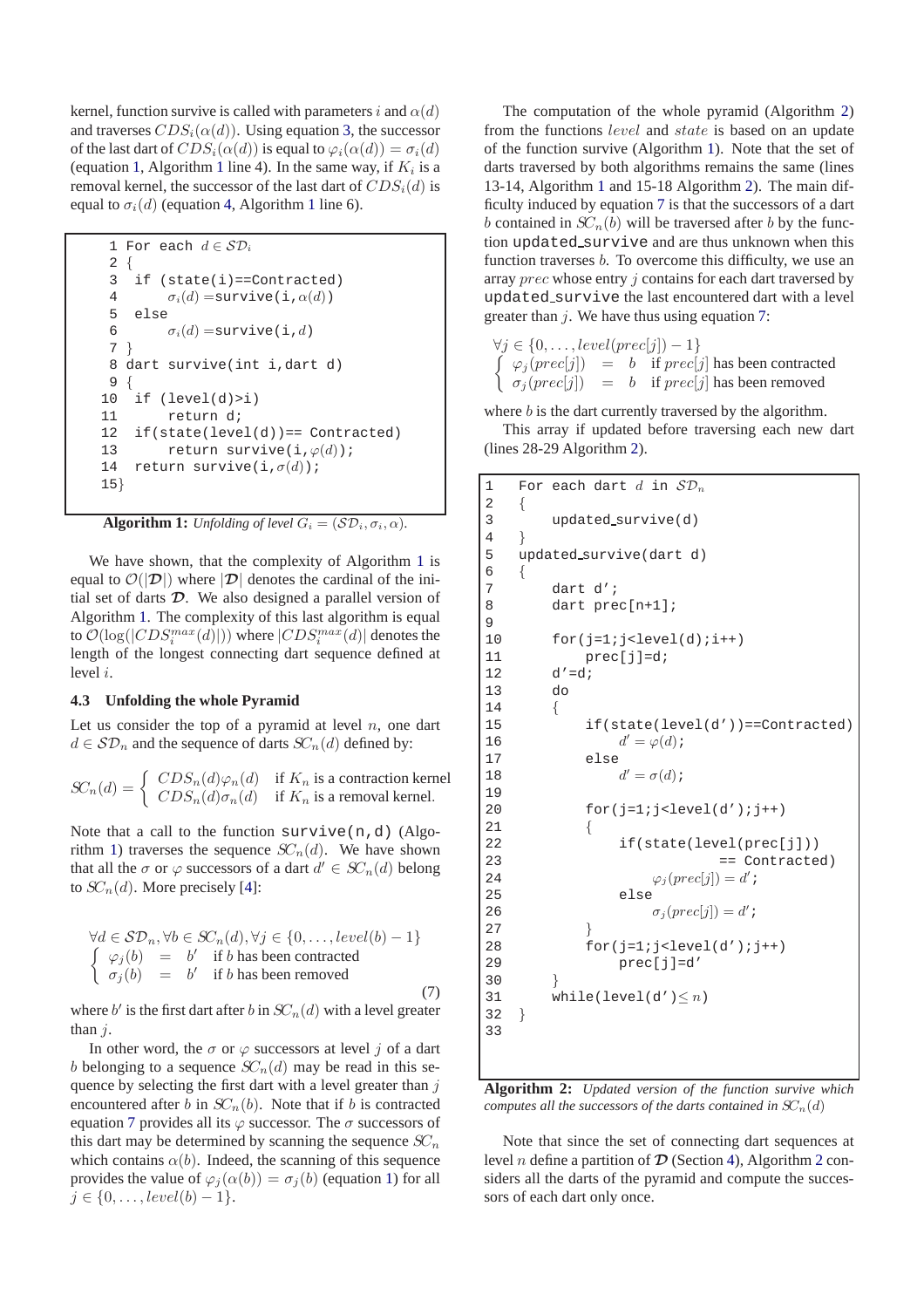kernel, function survive is called with parameters $i$ and $\alpha(d)$ and traverses $CDS_i(\alpha(d))$. Using equation 3, the successor of the last dart of $CDS_i(\alpha(d))$ is equal to $\varphi_i(\alpha(d)) = \sigma_i(d)$ (equation 1, Algorithm 1 line 4). In the same way, if $K_i$ is a removal kernel, the successor of the last dart of $CDS_i(d)$ is equal to $\sigma_i(d)$ (equation 4, Algorithm 1 line 6).

```
 1 For each d ∈ SD_i
 2 {
 3  if (state(i)==Contracted)
 4       σ_i(d) =survive(i,α(d))
 5  else
 6       σ_i(d) =survive(i,d)
 7 }
 8 dart survive(int i,dart d)
 9 {
10  if (level(d)>i)
11       return d;
12  if(state(level(d))== Contracted)
13       return survive(i,φ(d));
14  return survive(i,σ(d));
15}
```

**Algorithm 1:** *Unfolding of level $G_i = (\mathcal{SD}_i, \sigma_i, \alpha)$.*

We have shown, that the complexity of Algorithm 1 is equal to $\mathcal{O}(|\mathcal{D}|)$ where $|\mathcal{D}|$ denotes the cardinal of the initial set of darts $\mathcal{D}$. We also designed a parallel version of Algorithm 1. The complexity of this last algorithm is equal to $\mathcal{O}(\log(|CDS_i^{max}(d)|))$ where $|CDS_i^{max}(d)|$ denotes the length of the longest connecting dart sequence defined at level $i$.

### 4.3 Unfolding the whole Pyramid

Let us consider the top of a pyramid at level $n$, one dart $d \in \mathcal{SD}_n$ and the sequence of darts $\mathcal{SC}_n(d)$ defined by:

$$\mathcal{SC}_n(d) = \begin{cases} CDS_n(d)\varphi_n(d) & \text{if } K_n \text{ is a contraction kernel} \\ CDS_n(d)\sigma_n(d) & \text{if } K_n \text{ is a removal kernel.} \end{cases}$$

Note that a call to the function `survive(n,d)` (Algorithm 1) traverses the sequence $\mathcal{SC}_n(d)$. We have shown that all the $\sigma$ or $\varphi$ successors of a dart $d' \in \mathcal{SC}_n(d)$ belong to $\mathcal{SC}_n(d)$. More precisely [4]:

$$\forall d \in \mathcal{SD}_n, \forall b \in \mathcal{SC}_n(d), \forall j \in \{0, \dots, level(b) - 1\}$$
$$\begin{cases} \varphi_j(b) = b' & \text{if } b \text{ has been contracted} \\ \sigma_j(b) = b' & \text{if } b \text{ has been removed} \end{cases} \tag{7}$$

where $b'$ is the first dart after $b$ in $\mathcal{SC}_n(d)$ with a level greater than $j$.

In other word, the $\sigma$ or $\varphi$ successors at level $j$ of a dart $b$ belonging to a sequence $\mathcal{SC}_n(d)$ may be read in this sequence by selecting the first dart with a level greater than $j$ encountered after $b$ in $\mathcal{SC}_n(b)$. Note that if $b$ is contracted equation 7 provides all its $\varphi$ successor. The $\sigma$ successors of this dart may be determined by scanning the sequence $\mathcal{SC}_n$ which contains $\alpha(b)$. Indeed, the scanning of this sequence provides the value of $\varphi_j(\alpha(b)) = \sigma_j(b)$ (equation 1) for all $j \in \{0, \dots, level(b) - 1\}$.

The computation of the whole pyramid (Algorithm 2) from the functions $level$ and $state$ is based on an update of the function survive (Algorithm 1). Note that the set of darts traversed by both algorithms remains the same (lines 13-14, Algorithm 1 and 15-18 Algorithm 2). The main difficulty induced by equation 7 is that the successors of a dart $b$ contained in $\mathcal{SC}_n(b)$ will be traversed after $b$ by the function `updated_survive` and are thus unknown when this function traverses $b$. To overcome this difficulty, we use an array $prec$ whose entry $j$ contains for each dart traversed by `updated_survive` the last encountered dart with a level greater than $j$. We have thus using equation 7:

$$\forall j \in \{0, \dots, level(prec[j]) - 1\}$$
$$\begin{cases} \varphi_j(prec[j]) = b & \text{if } prec[j] \text{ has been contracted} \\ \sigma_j(prec[j]) = b & \text{if } prec[j] \text{ has been removed} \end{cases}$$

where $b$ is the dart currently traversed by the algorithm.

This array if updated before traversing each new dart (lines 28-29 Algorithm 2).

```
1   For each dart d in SD_n
2   {
3       updated_survive(d)
4   }
5   updated_survive(dart d)
6   {
7       dart d';
8       dart prec[n+1];
9
10      for(j=1;j<level(d);i++)
11          prec[j]=d;
12      d'=d;
13      do
14      {
15          if(state(level(d'))==Contracted)
16              d' = φ(d);
17          else
18              d' = σ(d);
19
20          for(j=1;j<level(d');j++)
21          {
22              if(state(level(prec[j]))
23                          == Contracted)
24                  φ_j(prec[j]) = d';
25              else
26                  σ_j(prec[j]) = d';
27          }
28          for(j=1;j<level(d');j++)
29              prec[j]=d'
30      }
31      while(level(d')≤ n)
32  }
33
```

**Algorithm 2:** *Updated version of the function survive which computes all the successors of the darts contained in $\mathcal{SC}_n(d)$*

Note that since the set of connecting dart sequences at level $n$ define a partition of $\mathcal{D}$ (Section 4), Algorithm 2 considers all the darts of the pyramid and compute the successors of each dart only once.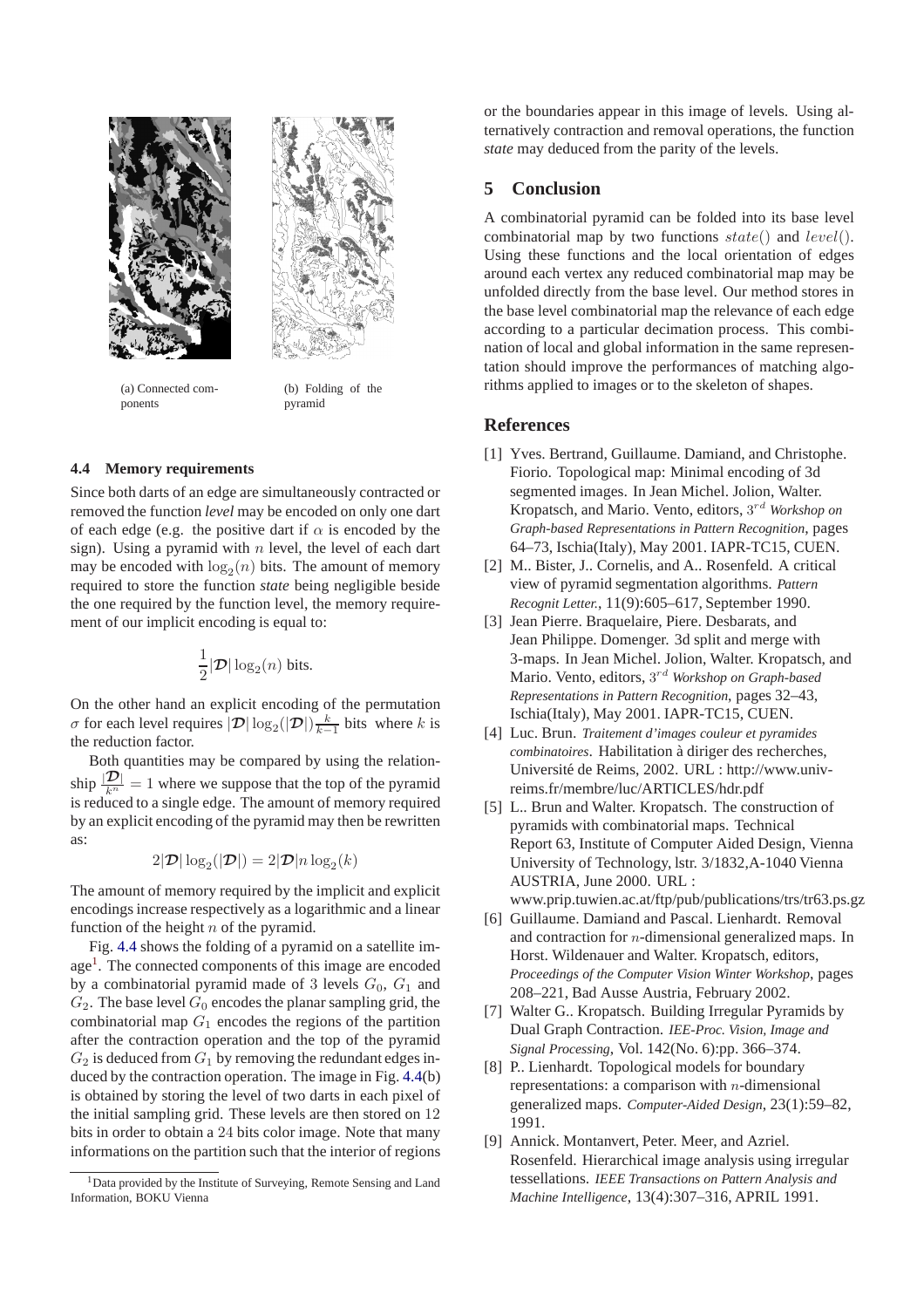(a) Connected components

(b) Folding of the pyramid

### 4.4 Memory requirements

Since both darts of an edge are simultaneously contracted or removed the function *level* may be encoded on only one dart of each edge (e.g. the positive dart if $\alpha$ is encoded by the sign). Using a pyramid with $n$ level, the level of each dart may be encoded with $\log_2(n)$ bits. The amount of memory required to store the function *state* being negligible beside the one required by the function level, the memory requirement of our implicit encoding is equal to:

$$\frac{1}{2}|\mathcal{D}|\log_2(n) \text{ bits.}$$

On the other hand an explicit encoding of the permutation $\sigma$ for each level requires $|\mathcal{D}|\log_2(|\mathcal{D}|)\frac{k}{k-1}$ bits where $k$ is the reduction factor.

Both quantities may be compared by using the relationship $\frac{|\mathcal{D}|}{k^n} = 1$ where we suppose that the top of the pyramid is reduced to a single edge. The amount of memory required by an explicit encoding of the pyramid may then be rewritten as:

$$2|\mathcal{D}|\log_2(|\mathcal{D}|) = 2|\mathcal{D}|n\log_2(k)$$

The amount of memory required by the implicit and explicit encodings increase respectively as a logarithmic and a linear function of the height $n$ of the pyramid.

Fig. 4.4 shows the folding of a pyramid on a satellite image[1]. The connected components of this image are encoded by a combinatorial pyramid made of 3 levels $G_0$, $G_1$ and $G_2$. The base level $G_0$ encodes the planar sampling grid, the combinatorial map $G_1$ encodes the regions of the partition after the contraction operation and the top of the pyramid $G_2$ is deduced from $G_1$ by removing the redundant edges induced by the contraction operation. The image in Fig. 4.4(b) is obtained by storing the level of two darts in each pixel of the initial sampling grid. These levels are then stored on 12 bits in order to obtain a 24 bits color image. Note that many informations on the partition such that the interior of regions or the boundaries appear in this image of levels. Using alternatively contraction and removal operations, the function *state* may deduced from the parity of the levels.

[1] Data provided by the Institute of Surveying, Remote Sensing and Land Information, BOKU Vienna

## 5 Conclusion

A combinatorial pyramid can be folded into its base level combinatorial map by two functions $state()$ and $level()$. Using these functions and the local orientation of edges around each vertex any reduced combinatorial map may be unfolded directly from the base level. Our method stores in the base level combinatorial map the relevance of each edge according to a particular decimation process. This combination of local and global information in the same representation should improve the performances of matching algorithms applied to images or to the skeleton of shapes.

## References

[1] Yves. Bertrand, Guillaume. Damiand, and Christophe. Fiorio. Topological map: Minimal encoding of 3d segmented images. In Jean Michel. Jolion, Walter. Kropatsch, and Mario. Vento, editors, $3^{rd}$ *Workshop on Graph-based Representations in Pattern Recognition*, pages 64–73, Ischia(Italy), May 2001. IAPR-TC15, CUEN.

[2] M.. Bister, J.. Cornelis, and A.. Rosenfeld. A critical view of pyramid segmentation algorithms. *Pattern Recognit Letter.*, 11(9):605–617, September 1990.

[3] Jean Pierre. Braquelaire, Piere. Desbarats, and Jean Philippe. Domenger. 3d split and merge with 3-maps. In Jean Michel. Jolion, Walter. Kropatsch, and Mario. Vento, editors, $3^{rd}$ *Workshop on Graph-based Representations in Pattern Recognition*, pages 32–43, Ischia(Italy), May 2001. IAPR-TC15, CUEN.

[4] Luc. Brun. *Traitement d'images couleur et pyramides combinatoires*. Habilitation à diriger des recherches, Université de Reims, 2002. URL : http://www.univ-reims.fr/membre/luc/ARTICLES/hdr.pdf

[5] L.. Brun and Walter. Kropatsch. The construction of pyramids with combinatorial maps. Technical Report 63, Institute of Computer Aided Design, Vienna University of Technology, lstr. 3/1832,A-1040 Vienna AUSTRIA, June 2000. URL : www.prip.tuwien.ac.at/ftp/pub/publications/trs/tr63.ps.gz

[6] Guillaume. Damiand and Pascal. Lienhardt. Removal and contraction for $n$-dimensional generalized maps. In Horst. Wildenauer and Walter. Kropatsch, editors, *Proceedings of the Computer Vision Winter Workshop*, pages 208–221, Bad Ausse Austria, February 2002.

[7] Walter G.. Kropatsch. Building Irregular Pyramids by Dual Graph Contraction. *IEE-Proc. Vision, Image and Signal Processing*, Vol. 142(No. 6):pp. 366–374.

[8] P.. Lienhardt. Topological models for boundary representations: a comparison with $n$-dimensional generalized maps. *Computer-Aided Design*, 23(1):59–82, 1991.

[9] Annick. Montanvert, Peter. Meer, and Azriel. Rosenfeld. Hierarchical image analysis using irregular tessellations. *IEEE Transactions on Pattern Analysis and Machine Intelligence*, 13(4):307–316, APRIL 1991.